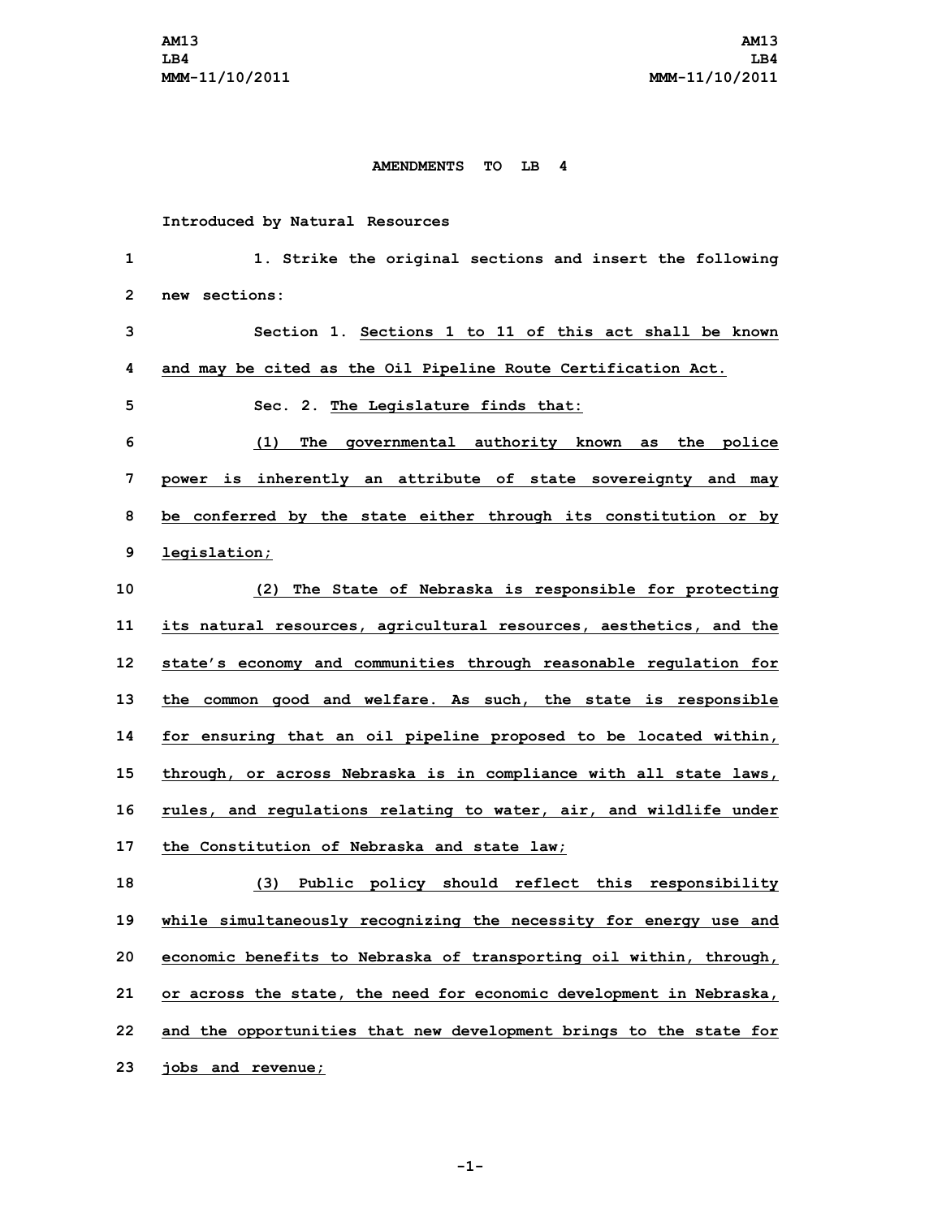**AMENDMENTS TO LB 4**

Introduced by Natural Resources

1. Strike the original sections and insert the following new sections:

Section 1. Sections 1 to 11 of this act shall be known and may be cited as the Oil Pipeline Route Certification Act.

Sec. 2. The Legislature finds that:

(1) The governmental authority known as the police power is inherently an attribute of state sovereignty and may be conferred by the state either through its constitution or by legislation;

(2) The State of Nebraska is responsible for protecting its natural resources, agricultural resources, aesthetics, and the state's economy and communities through reasonable regulation for the common good and welfare. As such, the state is responsible for ensuring that an oil pipeline proposed to be located within, through, or across Nebraska is in compliance with all state laws, rules, and regulations relating to water, air, and wildlife under the Constitution of Nebraska and state law;

(3) Public policy should reflect this responsibility while simultaneously recognizing the necessity for energy use and economic benefits to Nebraska of transporting oil within, through, or across the state, the need for economic development in Nebraska, and the opportunities that new development brings to the state for jobs and revenue;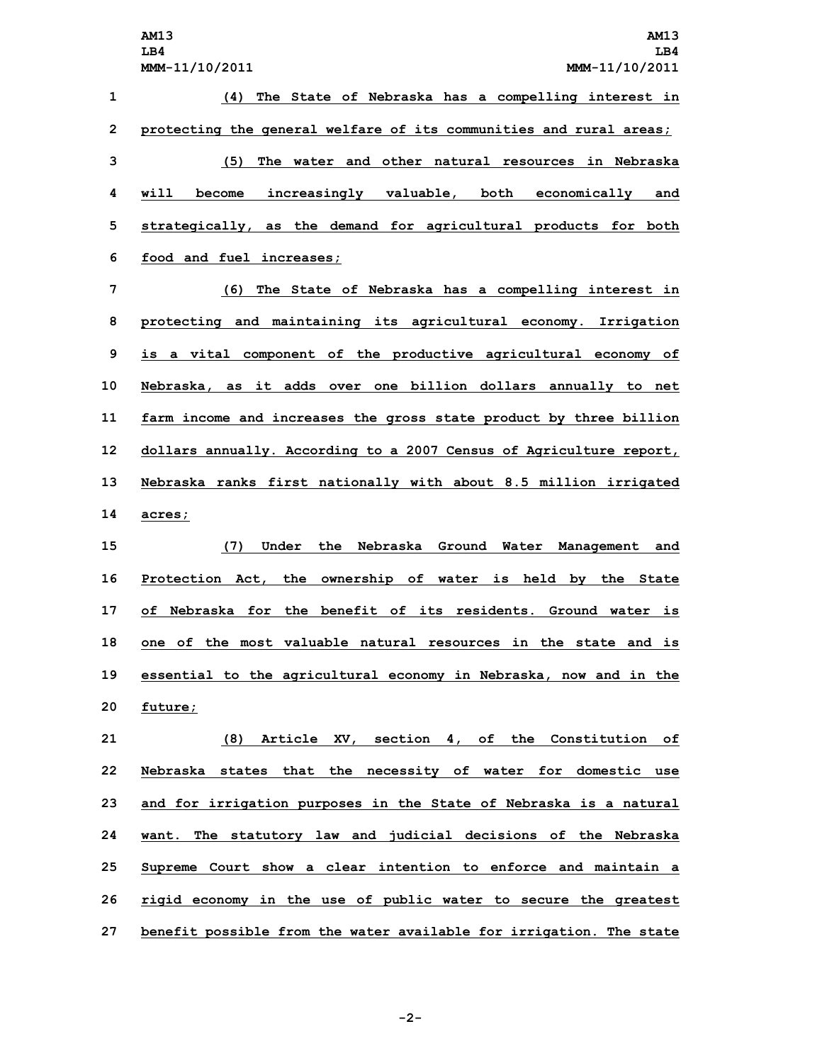(4) The State of Nebraska has a compelling interest in protecting the general welfare of its communities and rural areas;

(5) The water and other natural resources in Nebraska will become increasingly valuable, both economically and strategically, as the demand for agricultural products for both food and fuel increases;

(6) The State of Nebraska has a compelling interest in protecting and maintaining its agricultural economy. Irrigation is a vital component of the productive agricultural economy of Nebraska, as it adds over one billion dollars annually to net farm income and increases the gross state product by three billion dollars annually. According to a 2007 Census of Agriculture report, Nebraska ranks first nationally with about 8.5 million irrigated acres;

(7) Under the Nebraska Ground Water Management and Protection Act, the ownership of water is held by the State of Nebraska for the benefit of its residents. Ground water is one of the most valuable natural resources in the state and is essential to the agricultural economy in Nebraska, now and in the future;

(8) Article XV, section 4, of the Constitution of Nebraska states that the necessity of water for domestic use and for irrigation purposes in the State of Nebraska is a natural want. The statutory law and judicial decisions of the Nebraska Supreme Court show a clear intention to enforce and maintain a rigid economy in the use of public water to secure the greatest benefit possible from the water available for irrigation. The state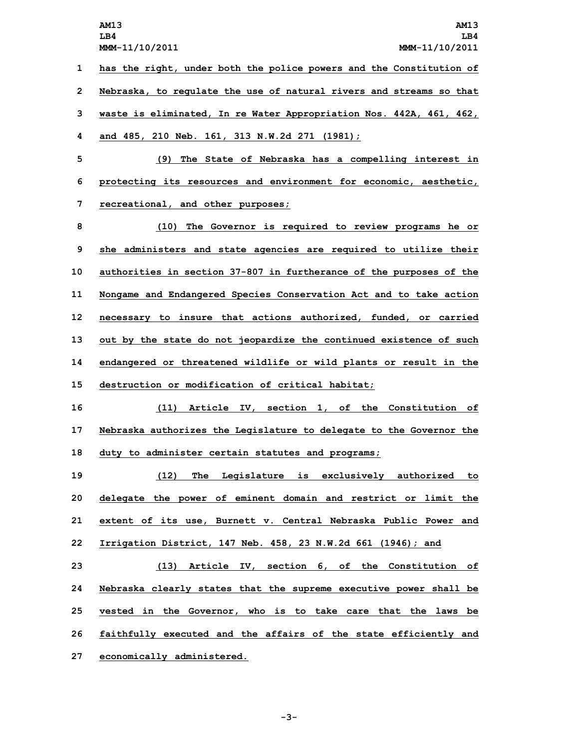has the right, under both the police powers and the Constitution of Nebraska, to regulate the use of natural rivers and streams so that waste is eliminated, In re Water Appropriation Nos. 442A, 461, 462, and 485, 210 Neb. 161, 313 N.W.2d 271 (1981);

(9) The State of Nebraska has a compelling interest in protecting its resources and environment for economic, aesthetic, recreational, and other purposes;

(10) The Governor is required to review programs he or she administers and state agencies are required to utilize their authorities in section 37-807 in furtherance of the purposes of the Nongame and Endangered Species Conservation Act and to take action necessary to insure that actions authorized, funded, or carried out by the state do not jeopardize the continued existence of such endangered or threatened wildlife or wild plants or result in the destruction or modification of critical habitat;

(11) Article IV, section 1, of the Constitution of Nebraska authorizes the Legislature to delegate to the Governor the duty to administer certain statutes and programs;

(12) The Legislature is exclusively authorized to delegate the power of eminent domain and restrict or limit the extent of its use, Burnett v. Central Nebraska Public Power and Irrigation District, 147 Neb. 458, 23 N.W.2d 661 (1946); and

(13) Article IV, section 6, of the Constitution of Nebraska clearly states that the supreme executive power shall be vested in the Governor, who is to take care that the laws be faithfully executed and the affairs of the state efficiently and economically administered.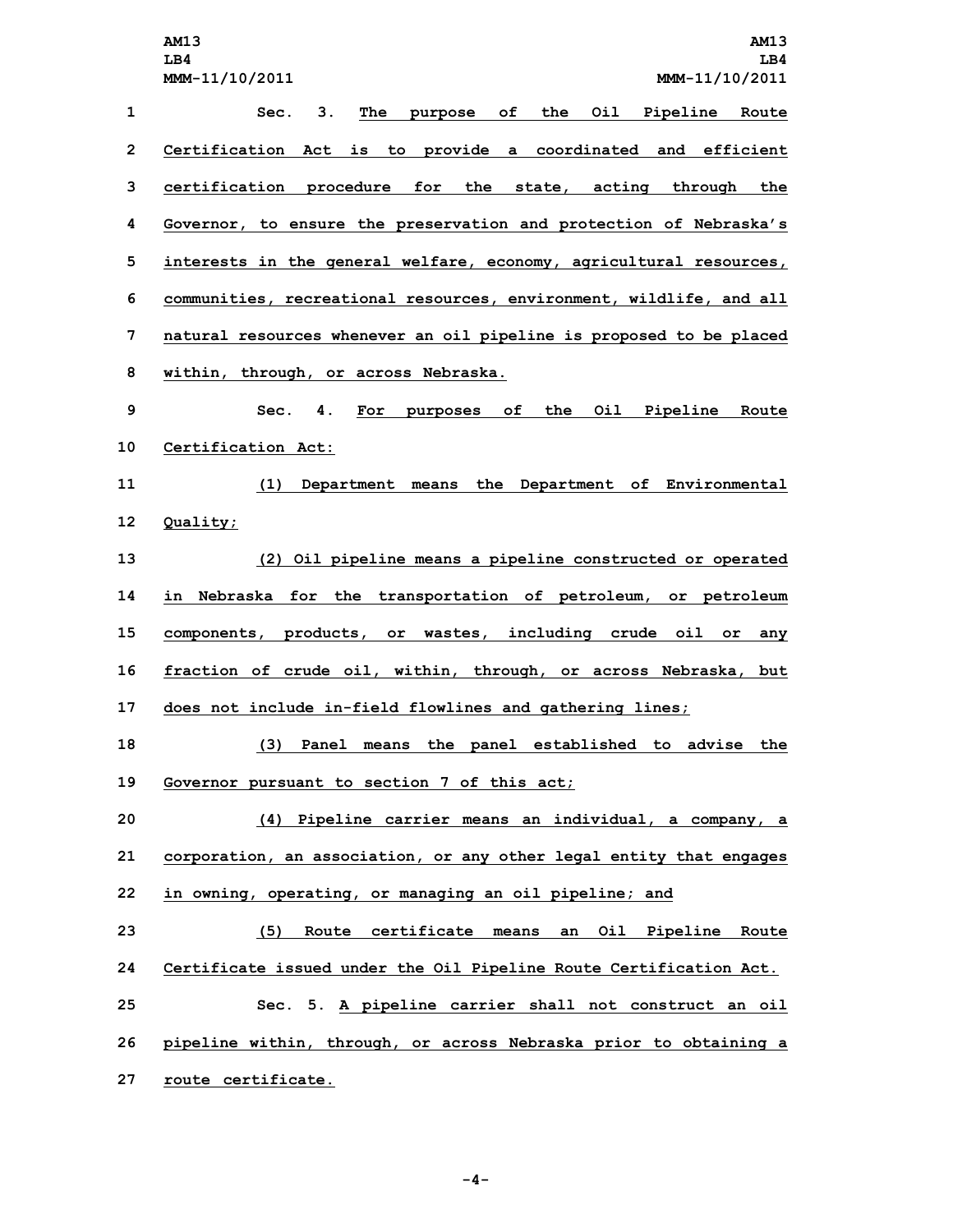Sec. 3. The purpose of the Oil Pipeline Route Certification Act is to provide a coordinated and efficient certification procedure for the state, acting through the Governor, to ensure the preservation and protection of Nebraska's interests in the general welfare, economy, agricultural resources, communities, recreational resources, environment, wildlife, and all natural resources whenever an oil pipeline is proposed to be placed within, through, or across Nebraska.

Sec. 4. For purposes of the Oil Pipeline Route Certification Act:

(1) Department means the Department of Environmental Quality;

(2) Oil pipeline means a pipeline constructed or operated in Nebraska for the transportation of petroleum, or petroleum components, products, or wastes, including crude oil or any fraction of crude oil, within, through, or across Nebraska, but does not include in-field flowlines and gathering lines;

(3) Panel means the panel established to advise the Governor pursuant to section 7 of this act;

(4) Pipeline carrier means an individual, a company, a corporation, an association, or any other legal entity that engages in owning, operating, or managing an oil pipeline; and

(5) Route certificate means an Oil Pipeline Route Certificate issued under the Oil Pipeline Route Certification Act.

Sec. 5. A pipeline carrier shall not construct an oil pipeline within, through, or across Nebraska prior to obtaining a route certificate.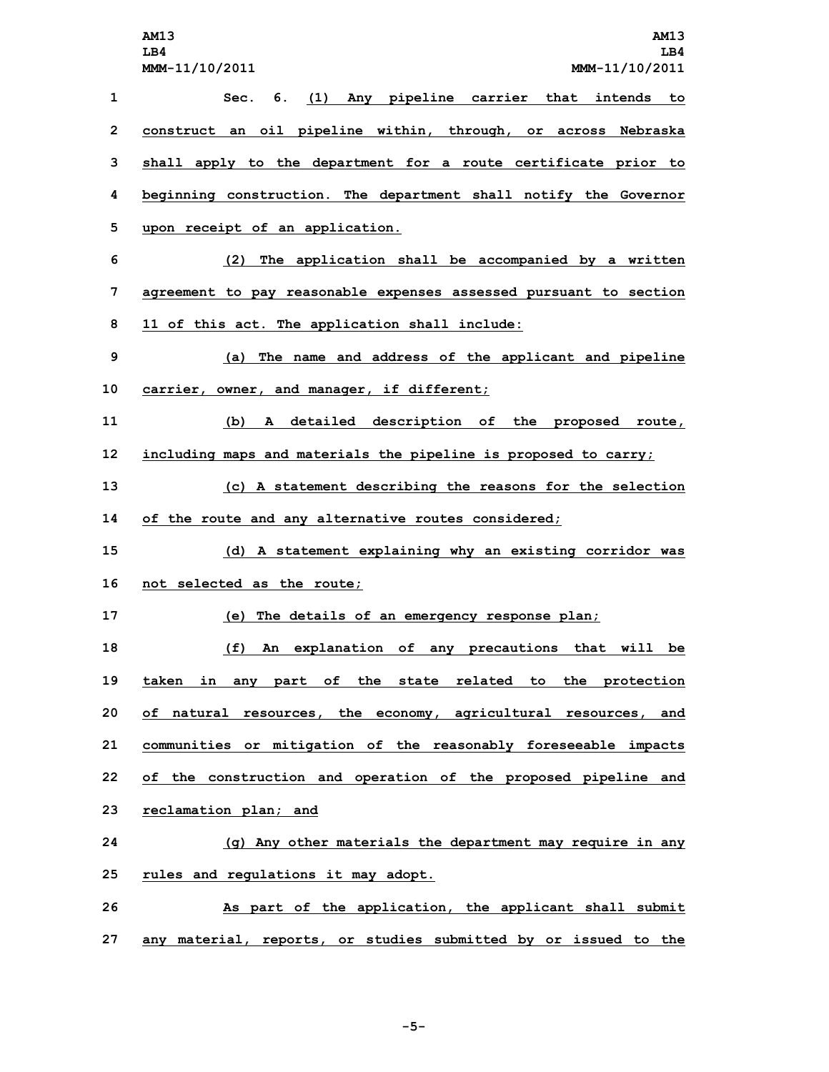Sec. 6. (1) Any pipeline carrier that intends to construct an oil pipeline within, through, or across Nebraska shall apply to the department for a route certificate prior to beginning construction. The department shall notify the Governor upon receipt of an application.

(2) The application shall be accompanied by a written agreement to pay reasonable expenses assessed pursuant to section 11 of this act. The application shall include:

(a) The name and address of the applicant and pipeline carrier, owner, and manager, if different;

(b) A detailed description of the proposed route, including maps and materials the pipeline is proposed to carry;

(c) A statement describing the reasons for the selection of the route and any alternative routes considered;

(d) A statement explaining why an existing corridor was not selected as the route;

(e) The details of an emergency response plan;

(f) An explanation of any precautions that will be taken in any part of the state related to the protection of natural resources, the economy, agricultural resources, and communities or mitigation of the reasonably foreseeable impacts of the construction and operation of the proposed pipeline and reclamation plan; and

(g) Any other materials the department may require in any rules and regulations it may adopt.

As part of the application, the applicant shall submit any material, reports, or studies submitted by or issued to the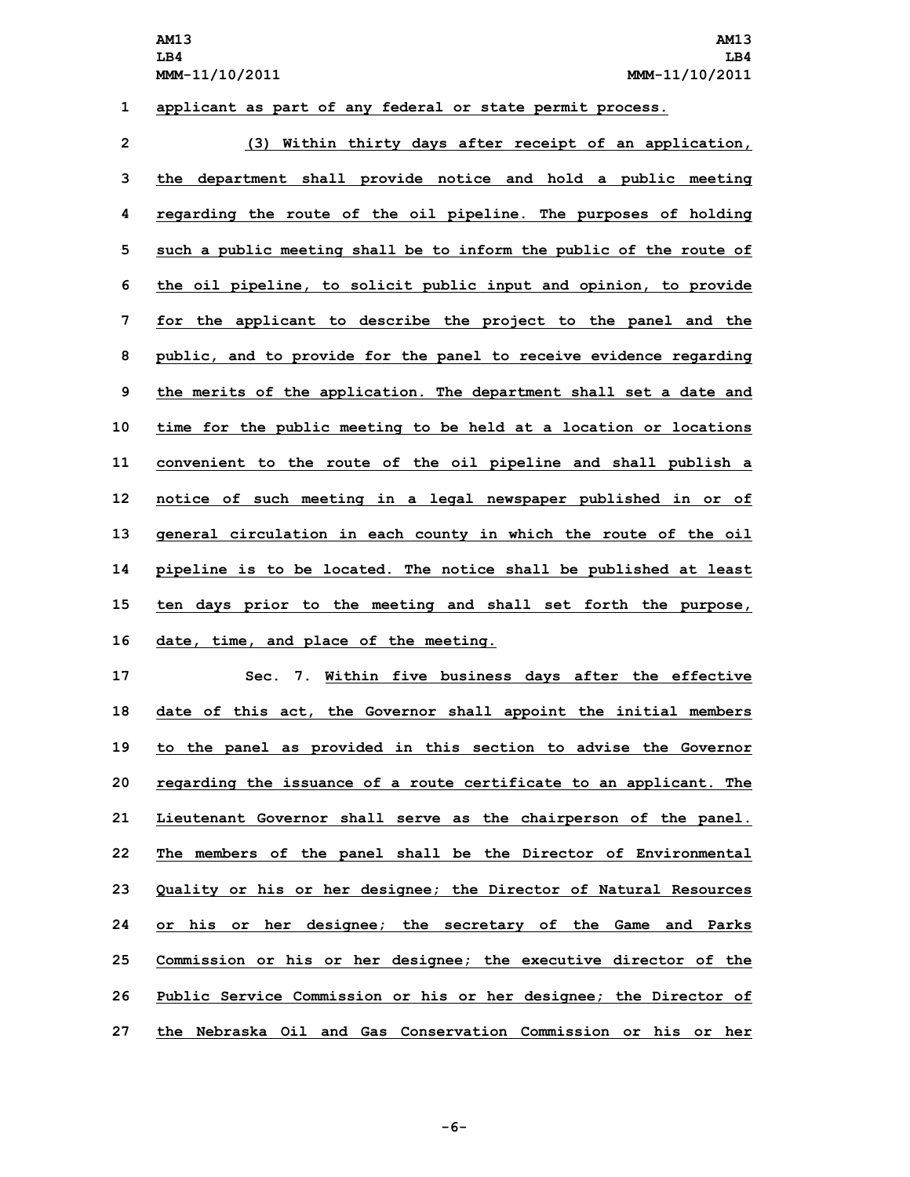applicant as part of any federal or state permit process.

(3) Within thirty days after receipt of an application, the department shall provide notice and hold a public meeting regarding the route of the oil pipeline. The purposes of holding such a public meeting shall be to inform the public of the route of the oil pipeline, to solicit public input and opinion, to provide for the applicant to describe the project to the panel and the public, and to provide for the panel to receive evidence regarding the merits of the application. The department shall set a date and time for the public meeting to be held at a location or locations convenient to the route of the oil pipeline and shall publish a notice of such meeting in a legal newspaper published in or of general circulation in each county in which the route of the oil pipeline is to be located. The notice shall be published at least ten days prior to the meeting and shall set forth the purpose, date, time, and place of the meeting.

Sec. 7. Within five business days after the effective date of this act, the Governor shall appoint the initial members to the panel as provided in this section to advise the Governor regarding the issuance of a route certificate to an applicant. The Lieutenant Governor shall serve as the chairperson of the panel. The members of the panel shall be the Director of Environmental Quality or his or her designee; the Director of Natural Resources or his or her designee; the secretary of the Game and Parks Commission or his or her designee; the executive director of the Public Service Commission or his or her designee; the Director of the Nebraska Oil and Gas Conservation Commission or his or her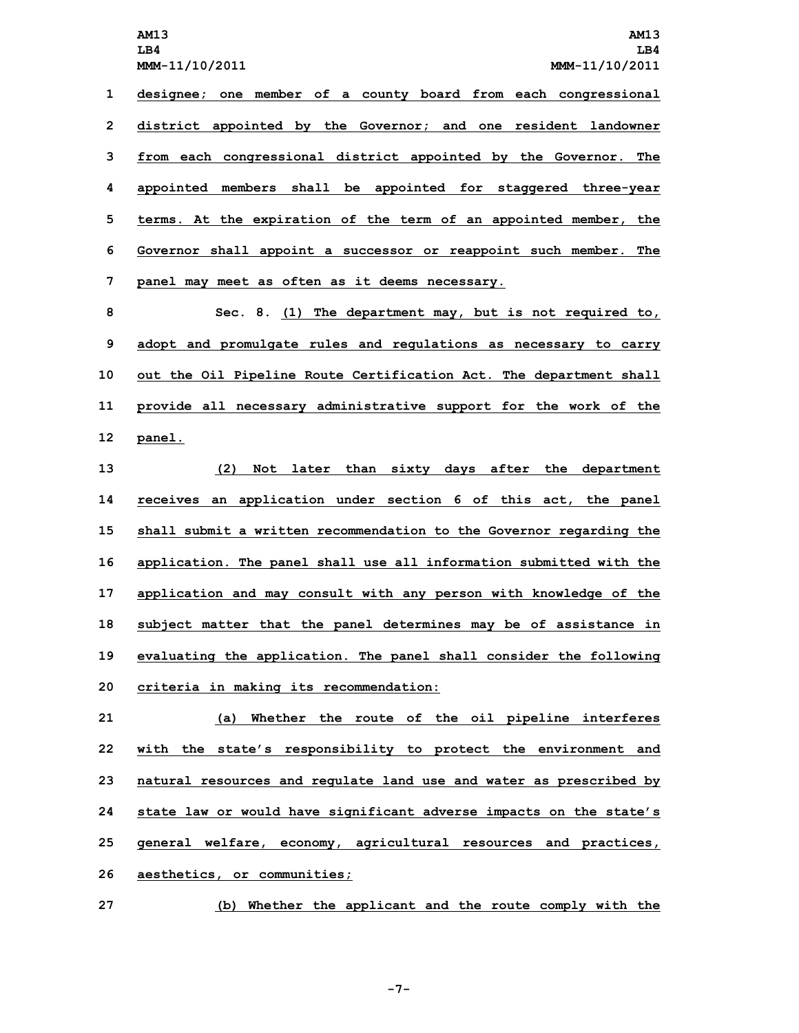designee; one member of a county board from each congressional district appointed by the Governor; and one resident landowner from each congressional district appointed by the Governor. The appointed members shall be appointed for staggered three-year terms. At the expiration of the term of an appointed member, the Governor shall appoint a successor or reappoint such member. The panel may meet as often as it deems necessary.

Sec. 8. (1) The department may, but is not required to, adopt and promulgate rules and regulations as necessary to carry out the Oil Pipeline Route Certification Act. The department shall provide all necessary administrative support for the work of the panel.

(2) Not later than sixty days after the department receives an application under section 6 of this act, the panel shall submit a written recommendation to the Governor regarding the application. The panel shall use all information submitted with the application and may consult with any person with knowledge of the subject matter that the panel determines may be of assistance in evaluating the application. The panel shall consider the following criteria in making its recommendation:

(a) Whether the route of the oil pipeline interferes with the state's responsibility to protect the environment and natural resources and regulate land use and water as prescribed by state law or would have significant adverse impacts on the state's general welfare, economy, agricultural resources and practices, aesthetics, or communities;

(b) Whether the applicant and the route comply with the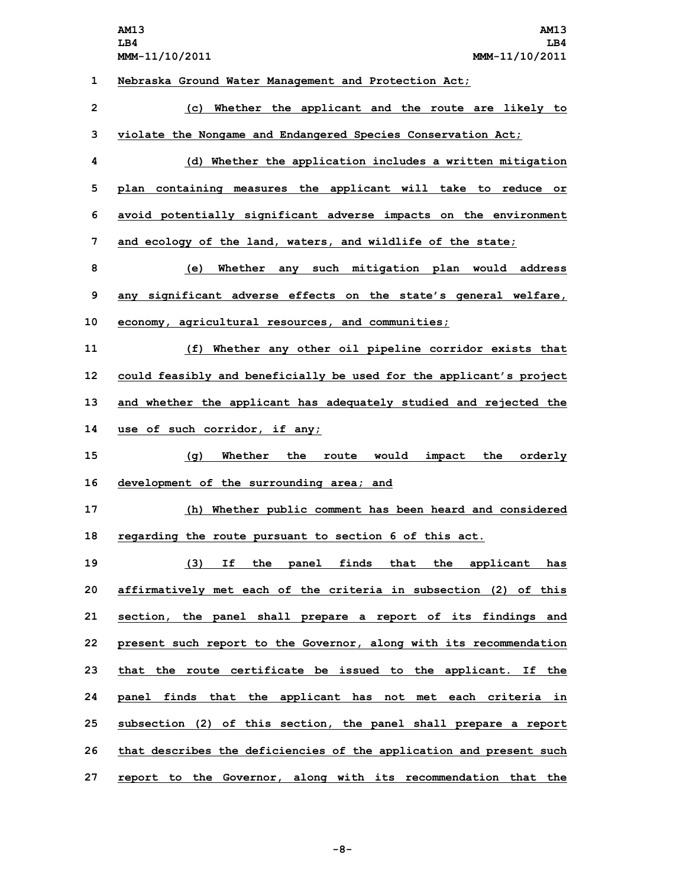Nebraska Ground Water Management and Protection Act;

(c) Whether the applicant and the route are likely to violate the Nongame and Endangered Species Conservation Act;

(d) Whether the application includes a written mitigation plan containing measures the applicant will take to reduce or avoid potentially significant adverse impacts on the environment and ecology of the land, waters, and wildlife of the state;

(e) Whether any such mitigation plan would address any significant adverse effects on the state's general welfare, economy, agricultural resources, and communities;

(f) Whether any other oil pipeline corridor exists that could feasibly and beneficially be used for the applicant's project and whether the applicant has adequately studied and rejected the use of such corridor, if any;

(g) Whether the route would impact the orderly development of the surrounding area; and

(h) Whether public comment has been heard and considered regarding the route pursuant to section 6 of this act.

(3) If the panel finds that the applicant has affirmatively met each of the criteria in subsection (2) of this section, the panel shall prepare a report of its findings and present such report to the Governor, along with its recommendation that the route certificate be issued to the applicant. If the panel finds that the applicant has not met each criteria in subsection (2) of this section, the panel shall prepare a report that describes the deficiencies of the application and present such report to the Governor, along with its recommendation that the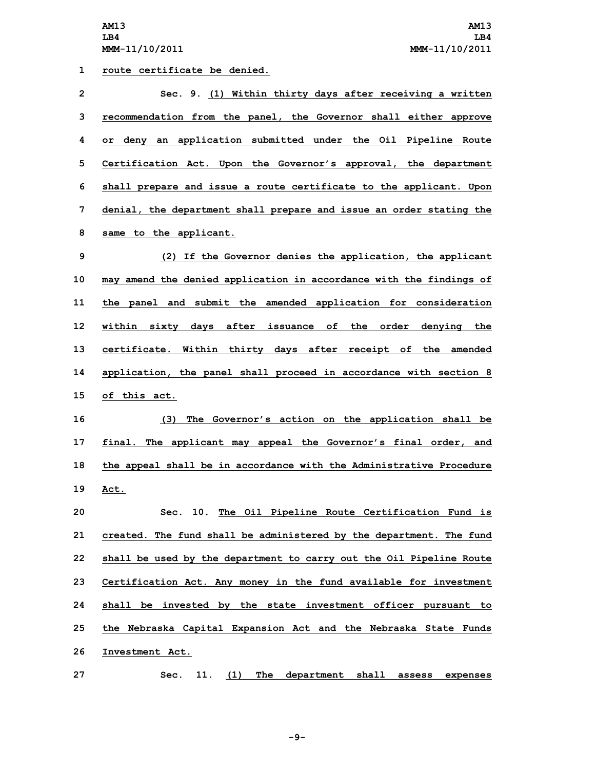route certificate be denied.

Sec. 9. (1) Within thirty days after receiving a written recommendation from the panel, the Governor shall either approve or deny an application submitted under the Oil Pipeline Route Certification Act. Upon the Governor's approval, the department shall prepare and issue a route certificate to the applicant. Upon denial, the department shall prepare and issue an order stating the same to the applicant.

(2) If the Governor denies the application, the applicant may amend the denied application in accordance with the findings of the panel and submit the amended application for consideration within sixty days after issuance of the order denying the certificate. Within thirty days after receipt of the amended application, the panel shall proceed in accordance with section 8 of this act.

(3) The Governor's action on the application shall be final. The applicant may appeal the Governor's final order, and the appeal shall be in accordance with the Administrative Procedure Act.

Sec. 10. The Oil Pipeline Route Certification Fund is created. The fund shall be administered by the department. The fund shall be used by the department to carry out the Oil Pipeline Route Certification Act. Any money in the fund available for investment shall be invested by the state investment officer pursuant to the Nebraska Capital Expansion Act and the Nebraska State Funds Investment Act.

Sec. 11. (1) The department shall assess expenses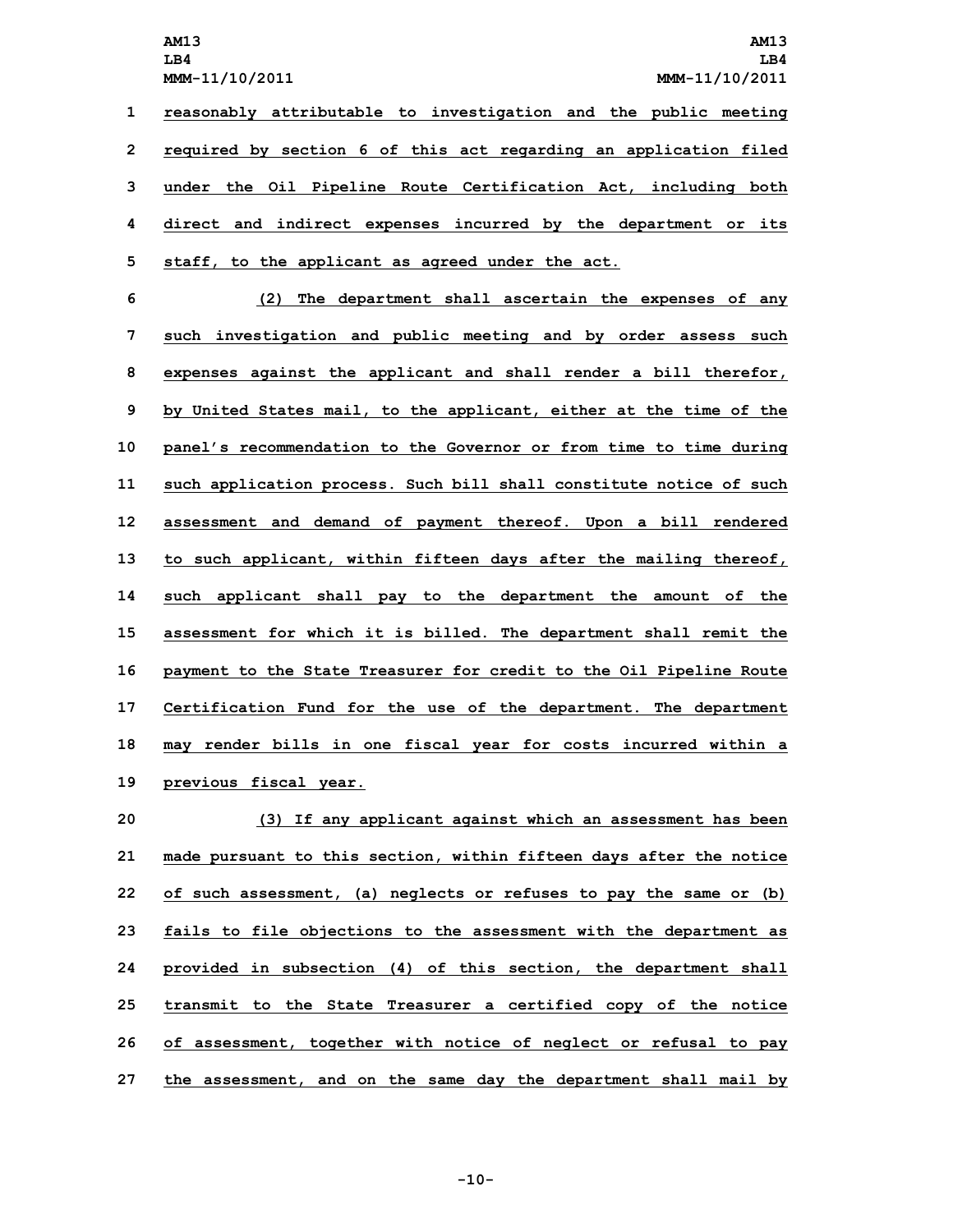reasonably attributable to investigation and the public meeting required by section 6 of this act regarding an application filed under the Oil Pipeline Route Certification Act, including both direct and indirect expenses incurred by the department or its staff, to the applicant as agreed under the act.

(2) The department shall ascertain the expenses of any such investigation and public meeting and by order assess such expenses against the applicant and shall render a bill therefor, by United States mail, to the applicant, either at the time of the panel's recommendation to the Governor or from time to time during such application process. Such bill shall constitute notice of such assessment and demand of payment thereof. Upon a bill rendered to such applicant, within fifteen days after the mailing thereof, such applicant shall pay to the department the amount of the assessment for which it is billed. The department shall remit the payment to the State Treasurer for credit to the Oil Pipeline Route Certification Fund for the use of the department. The department may render bills in one fiscal year for costs incurred within a previous fiscal year.

(3) If any applicant against which an assessment has been made pursuant to this section, within fifteen days after the notice of such assessment, (a) neglects or refuses to pay the same or (b) fails to file objections to the assessment with the department as provided in subsection (4) of this section, the department shall transmit to the State Treasurer a certified copy of the notice of assessment, together with notice of neglect or refusal to pay the assessment, and on the same day the department shall mail by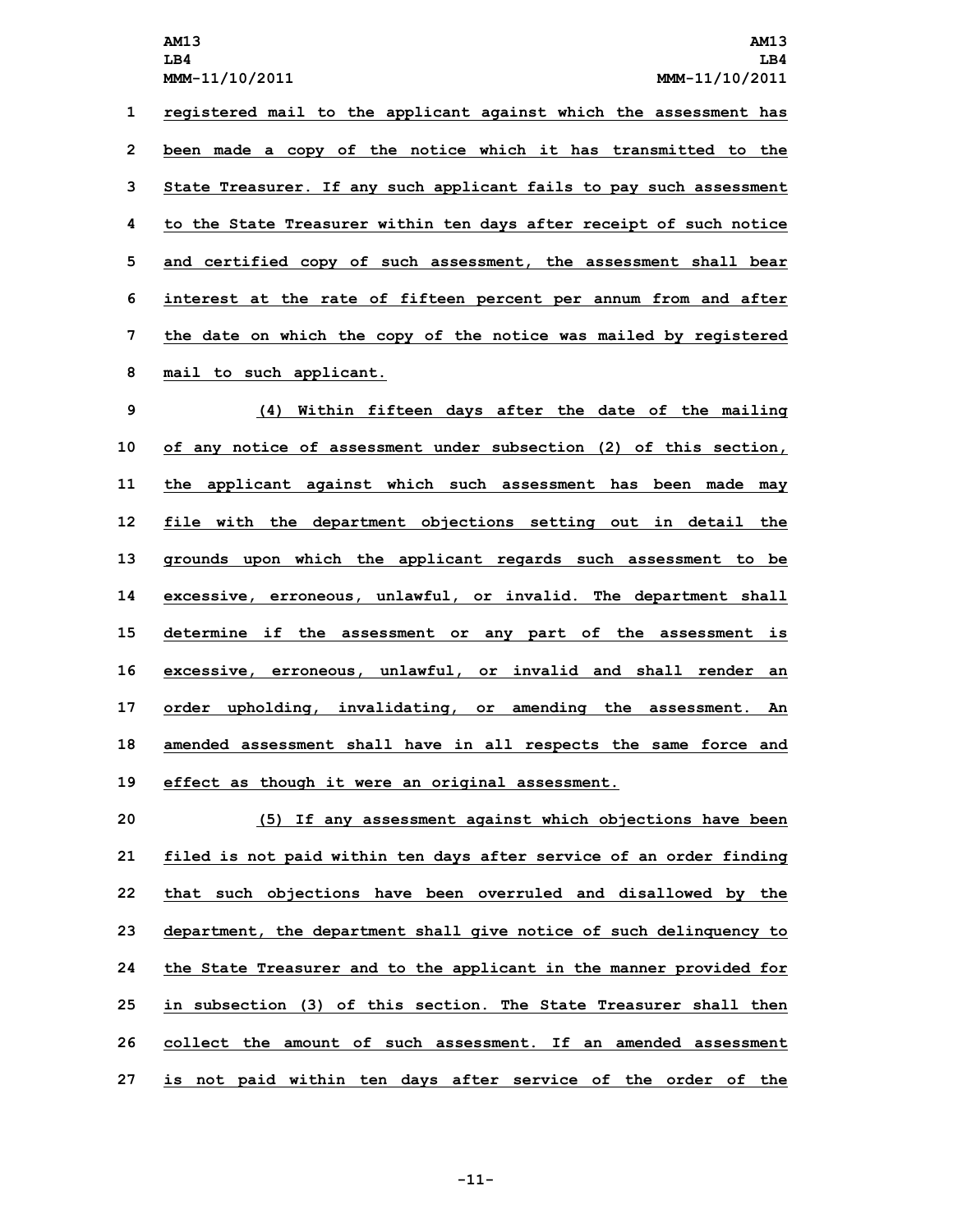registered mail to the applicant against which the assessment has been made a copy of the notice which it has transmitted to the State Treasurer. If any such applicant fails to pay such assessment to the State Treasurer within ten days after receipt of such notice and certified copy of such assessment, the assessment shall bear interest at the rate of fifteen percent per annum from and after the date on which the copy of the notice was mailed by registered mail to such applicant.

(4) Within fifteen days after the date of the mailing of any notice of assessment under subsection (2) of this section, the applicant against which such assessment has been made may file with the department objections setting out in detail the grounds upon which the applicant regards such assessment to be excessive, erroneous, unlawful, or invalid. The department shall determine if the assessment or any part of the assessment is excessive, erroneous, unlawful, or invalid and shall render an order upholding, invalidating, or amending the assessment. An amended assessment shall have in all respects the same force and effect as though it were an original assessment.

(5) If any assessment against which objections have been filed is not paid within ten days after service of an order finding that such objections have been overruled and disallowed by the department, the department shall give notice of such delinquency to the State Treasurer and to the applicant in the manner provided for in subsection (3) of this section. The State Treasurer shall then collect the amount of such assessment. If an amended assessment is not paid within ten days after service of the order of the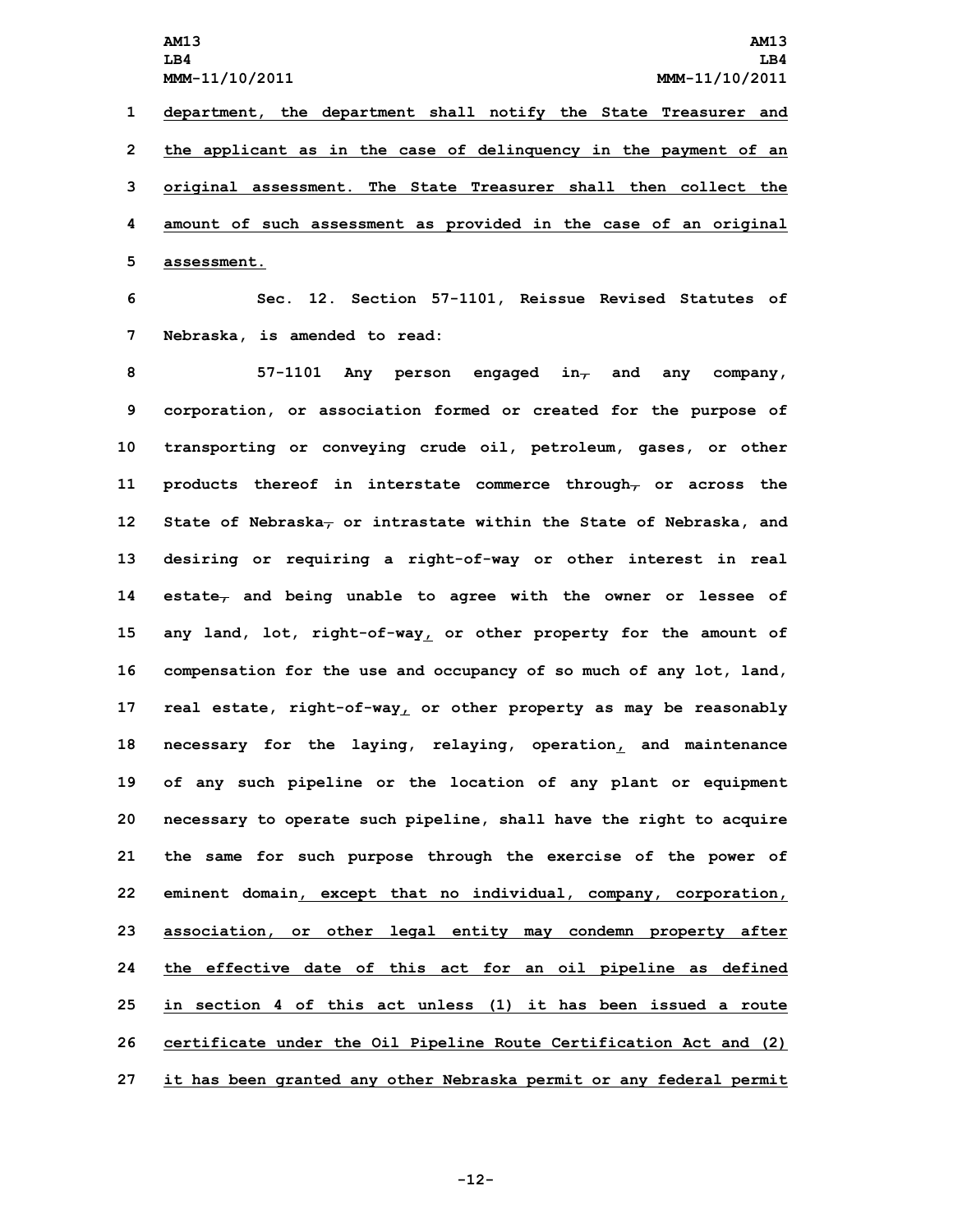department, the department shall notify the State Treasurer and the applicant as in the case of delinquency in the payment of an original assessment. The State Treasurer shall then collect the amount of such assessment as provided in the case of an original assessment.

Sec. 12. Section 57-1101, Reissue Revised Statutes of Nebraska, is amended to read:

57-1101 Any person engaged in, and any company, corporation, or association formed or created for the purpose of transporting or conveying crude oil, petroleum, gases, or other products thereof in interstate commerce through, or across the State of Nebraska, or intrastate within the State of Nebraska, and desiring or requiring a right-of-way or other interest in real estate, and being unable to agree with the owner or lessee of any land, lot, right-of-way, or other property for the amount of compensation for the use and occupancy of so much of any lot, land, real estate, right-of-way, or other property as may be reasonably necessary for the laying, relaying, operation, and maintenance of any such pipeline or the location of any plant or equipment necessary to operate such pipeline, shall have the right to acquire the same for such purpose through the exercise of the power of eminent domain, except that no individual, company, corporation, association, or other legal entity may condemn property after the effective date of this act for an oil pipeline as defined in section 4 of this act unless (1) it has been issued a route certificate under the Oil Pipeline Route Certification Act and (2) it has been granted any other Nebraska permit or any federal permit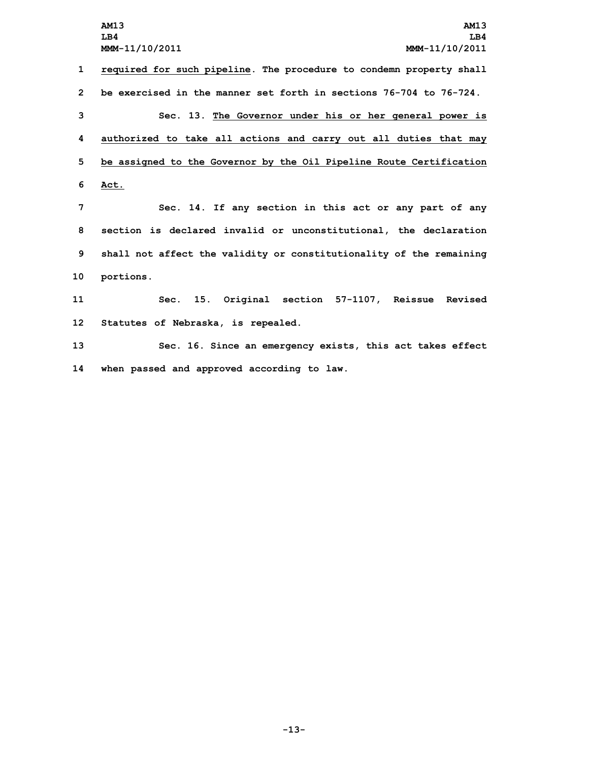required for such pipeline. The procedure to condemn property shall be exercised in the manner set forth in sections 76-704 to 76-724.

Sec. 13. The Governor under his or her general power is authorized to take all actions and carry out all duties that may be assigned to the Governor by the Oil Pipeline Route Certification Act.

Sec. 14. If any section in this act or any part of any section is declared invalid or unconstitutional, the declaration shall not affect the validity or constitutionality of the remaining portions.

Sec. 15. Original section 57-1107, Reissue Revised Statutes of Nebraska, is repealed.

Sec. 16. Since an emergency exists, this act takes effect when passed and approved according to law.